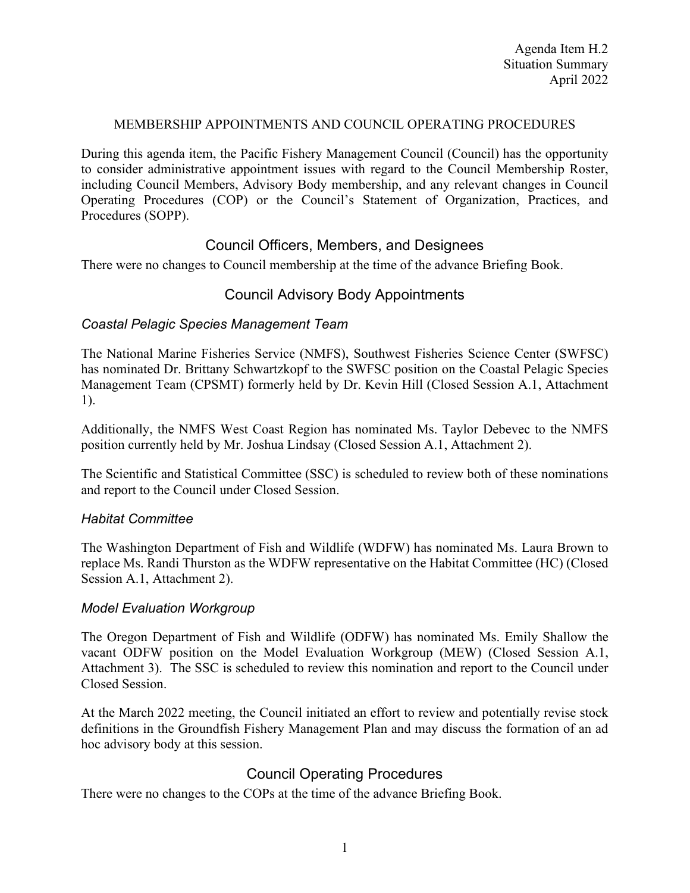Agenda Item H.2
Situation Summary
April 2022

# MEMBERSHIP APPOINTMENTS AND COUNCIL OPERATING PROCEDURES

During this agenda item, the Pacific Fishery Management Council (Council) has the opportunity to consider administrative appointment issues with regard to the Council Membership Roster, including Council Members, Advisory Body membership, and any relevant changes in Council Operating Procedures (COP) or the Council's Statement of Organization, Practices, and Procedures (SOPP).

## Council Officers, Members, and Designees

There were no changes to Council membership at the time of the advance Briefing Book.

## Council Advisory Body Appointments

### *Coastal Pelagic Species Management Team*

The National Marine Fisheries Service (NMFS), Southwest Fisheries Science Center (SWFSC) has nominated Dr. Brittany Schwartzkopf to the SWFSC position on the Coastal Pelagic Species Management Team (CPSMT) formerly held by Dr. Kevin Hill (Closed Session A.1, Attachment 1).

Additionally, the NMFS West Coast Region has nominated Ms. Taylor Debevec to the NMFS position currently held by Mr. Joshua Lindsay (Closed Session A.1, Attachment 2).

The Scientific and Statistical Committee (SSC) is scheduled to review both of these nominations and report to the Council under Closed Session.

### *Habitat Committee*

The Washington Department of Fish and Wildlife (WDFW) has nominated Ms. Laura Brown to replace Ms. Randi Thurston as the WDFW representative on the Habitat Committee (HC) (Closed Session A.1, Attachment 2).

### *Model Evaluation Workgroup*

The Oregon Department of Fish and Wildlife (ODFW) has nominated Ms. Emily Shallow the vacant ODFW position on the Model Evaluation Workgroup (MEW) (Closed Session A.1, Attachment 3). The SSC is scheduled to review this nomination and report to the Council under Closed Session.

At the March 2022 meeting, the Council initiated an effort to review and potentially revise stock definitions in the Groundfish Fishery Management Plan and may discuss the formation of an ad hoc advisory body at this session.

## Council Operating Procedures

There were no changes to the COPs at the time of the advance Briefing Book.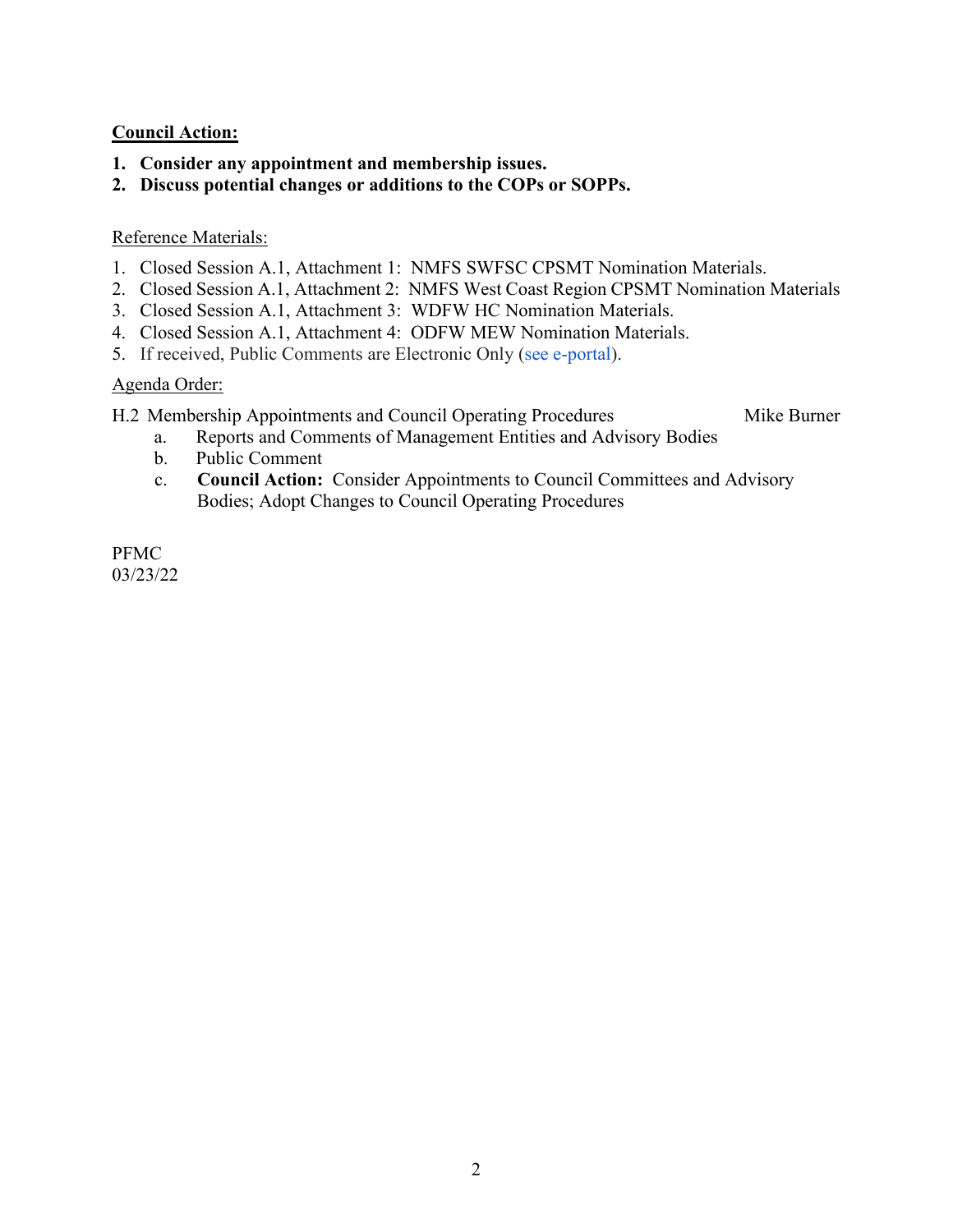**Council Action:**

1. **Consider any appointment and membership issues.**
2. **Discuss potential changes or additions to the COPs or SOPPs.**

Reference Materials:

1. Closed Session A.1, Attachment 1: NMFS SWFSC CPSMT Nomination Materials.
2. Closed Session A.1, Attachment 2: NMFS West Coast Region CPSMT Nomination Materials
3. Closed Session A.1, Attachment 3: WDFW HC Nomination Materials.
4. Closed Session A.1, Attachment 4: ODFW MEW Nomination Materials.
5. If received, Public Comments are Electronic Only (see e-portal).

Agenda Order:

H.2 Membership Appointments and Council Operating Procedures — Mike Burner

- a. Reports and Comments of Management Entities and Advisory Bodies
- b. Public Comment
- c. **Council Action:** Consider Appointments to Council Committees and Advisory Bodies; Adopt Changes to Council Operating Procedures

PFMC
03/23/22